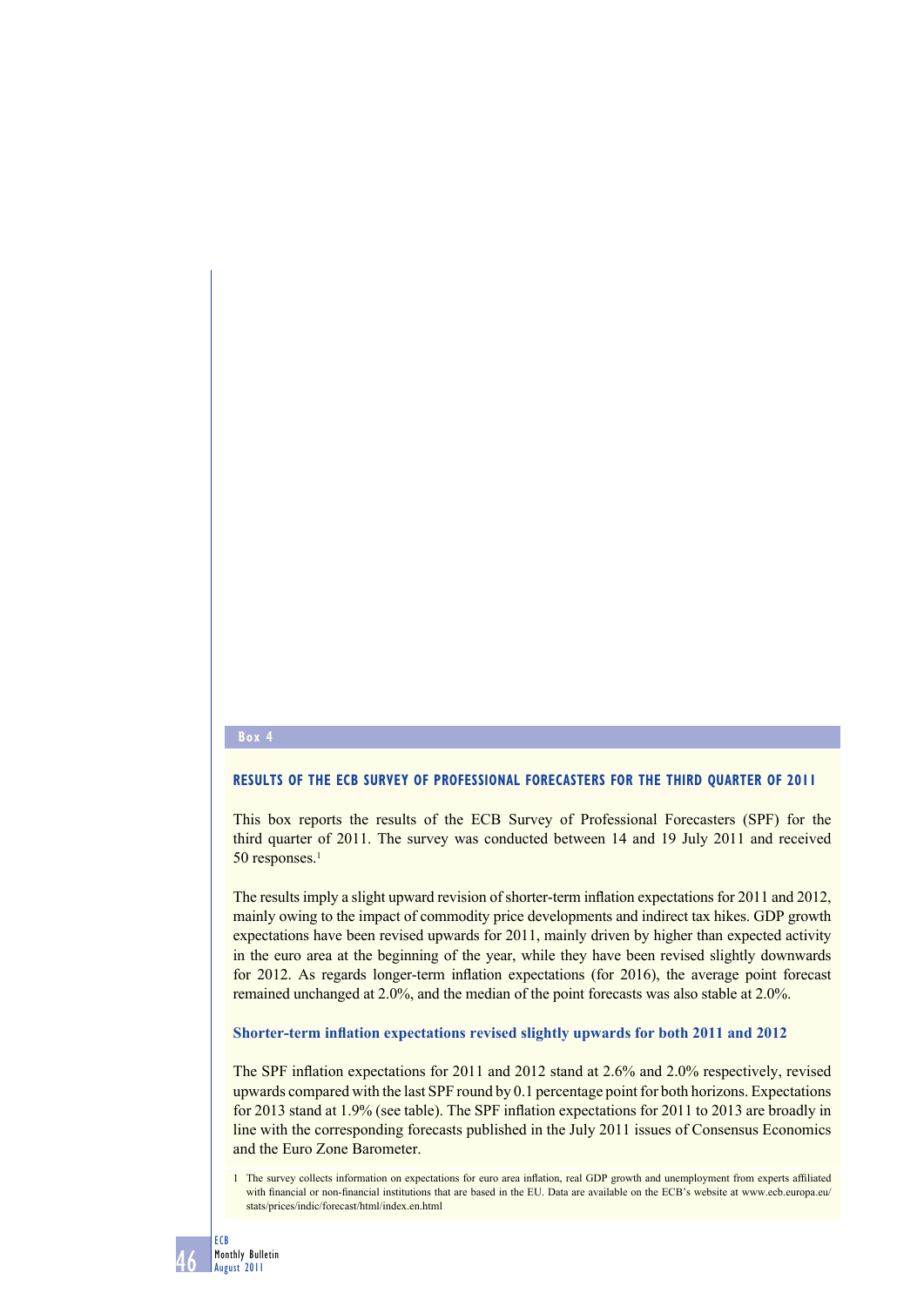## Box 4

### RESULTS OF THE ECB SURVEY OF PROFESSIONAL FORECASTERS FOR THE THIRD QUARTER OF 2011

This box reports the results of the ECB Survey of Professional Forecasters (SPF) for the third quarter of 2011. The survey was conducted between 14 and 19 July 2011 and received 50 responses.[1]

The results imply a slight upward revision of shorter-term inflation expectations for 2011 and 2012, mainly owing to the impact of commodity price developments and indirect tax hikes. GDP growth expectations have been revised upwards for 2011, mainly driven by higher than expected activity in the euro area at the beginning of the year, while they have been revised slightly downwards for 2012. As regards longer-term inflation expectations (for 2016), the average point forecast remained unchanged at 2.0%, and the median of the point forecasts was also stable at 2.0%.

#### Shorter-term inflation expectations revised slightly upwards for both 2011 and 2012

The SPF inflation expectations for 2011 and 2012 stand at 2.6% and 2.0% respectively, revised upwards compared with the last SPF round by 0.1 percentage point for both horizons. Expectations for 2013 stand at 1.9% (see table). The SPF inflation expectations for 2011 to 2013 are broadly in line with the corresponding forecasts published in the July 2011 issues of Consensus Economics and the Euro Zone Barometer.

1 The survey collects information on expectations for euro area inflation, real GDP growth and unemployment from experts affiliated with financial or non-financial institutions that are based in the EU. Data are available on the ECB's website at www.ecb.europa.eu/stats/prices/indic/forecast/html/index.en.html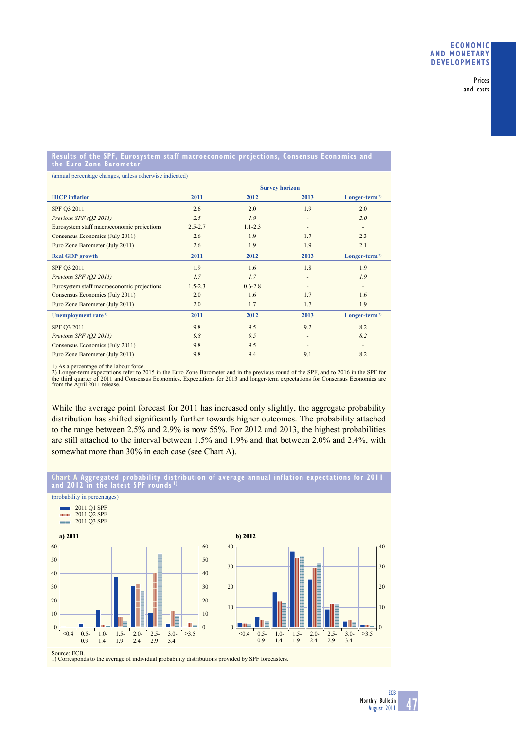**Results of the SPF, Eurosystem staff macroeconomic projections, Consensus Economics and the Euro Zone Barometer**

(annual percentage changes, unless otherwise indicated)

| | Survey horizon | | | |
|---|---|---|---|---|
| **HICP inflation** | **2011** | **2012** | **2013** | **Longer-term** [2] |
| SPF Q3 2011 | 2.6 | 2.0 | 1.9 | 2.0 |
| *Previous SPF (Q2 2011)* | *2.5* | *1.9* | - | *2.0* |
| Eurosystem staff macroeconomic projections | 2.5-2.7 | 1.1-2.3 | - | - |
| Consensus Economics (July 2011) | 2.6 | 1.9 | 1.7 | 2.3 |
| Euro Zone Barometer (July 2011) | 2.6 | 1.9 | 1.9 | 2.1 |
| **Real GDP growth** | **2011** | **2012** | **2013** | **Longer-term** [2] |
| SPF Q3 2011 | 1.9 | 1.6 | 1.8 | 1.9 |
| *Previous SPF (Q2 2011)* | *1.7* | *1.7* | - | *1.9* |
| Eurosystem staff macroeconomic projections | 1.5-2.3 | 0.6-2.8 | - | - |
| Consensus Economics (July 2011) | 2.0 | 1.6 | 1.7 | 1.6 |
| Euro Zone Barometer (July 2011) | 2.0 | 1.7 | 1.7 | 1.9 |
| **Unemployment rate** [1] | **2011** | **2012** | **2013** | **Longer-term** [2] |
| SPF Q3 2011 | 9.8 | 9.5 | 9.2 | 8.2 |
| *Previous SPF (Q2 2011)* | *9.8* | *9.5* | - | *8.2* |
| Consensus Economics (July 2011) | 9.8 | 9.5 | - | - |
| Euro Zone Barometer (July 2011) | 9.8 | 9.4 | 9.1 | 8.2 |

1) As a percentage of the labour force.
2) Longer-term expectations refer to 2015 in the Euro Zone Barometer and in the previous round of the SPF, and to 2016 in the SPF for the third quarter of 2011 and Consensus Economics. Expectations for 2013 and longer-term expectations for Consensus Economics are from the April 2011 release.

While the average point forecast for 2011 has increased only slightly, the aggregate probability distribution has shifted significantly further towards higher outcomes. The probability attached to the range between 2.5% and 2.9% is now 55%. For 2012 and 2013, the highest probabilities are still attached to the interval between 1.5% and 1.9% and that between 2.0% and 2.4%, with somewhat more than 30% in each case (see Chart A).

**Chart A Aggregated probability distribution of average annual inflation expectations for 2011 and 2012 in the latest SPF rounds** [1]

(probability in percentages)

Source: ECB.
1) Corresponds to the average of individual probability distributions provided by SPF forecasters.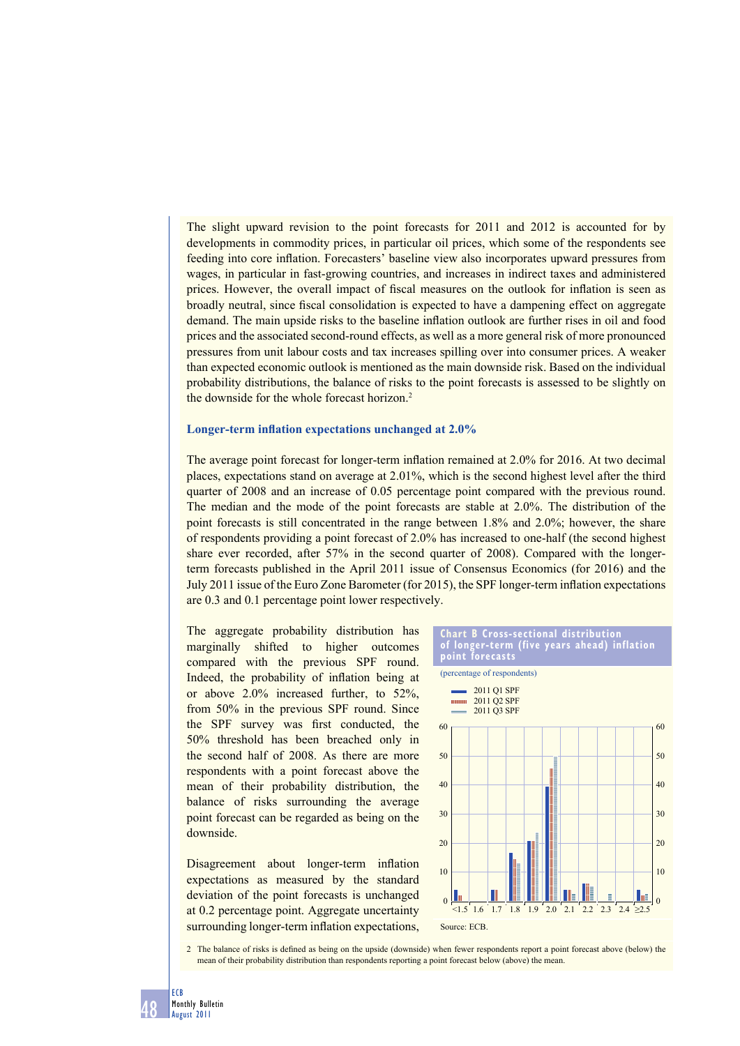The slight upward revision to the point forecasts for 2011 and 2012 is accounted for by developments in commodity prices, in particular oil prices, which some of the respondents see feeding into core inflation. Forecasters' baseline view also incorporates upward pressures from wages, in particular in fast-growing countries, and increases in indirect taxes and administered prices. However, the overall impact of fiscal measures on the outlook for inflation is seen as broadly neutral, since fiscal consolidation is expected to have a dampening effect on aggregate demand. The main upside risks to the baseline inflation outlook are further rises in oil and food prices and the associated second-round effects, as well as a more general risk of more pronounced pressures from unit labour costs and tax increases spilling over into consumer prices. A weaker than expected economic outlook is mentioned as the main downside risk. Based on the individual probability distributions, the balance of risks to the point forecasts is assessed to be slightly on the downside for the whole forecast horizon.[2]

### Longer-term inflation expectations unchanged at 2.0%

The average point forecast for longer-term inflation remained at 2.0% for 2016. At two decimal places, expectations stand on average at 2.01%, which is the second highest level after the third quarter of 2008 and an increase of 0.05 percentage point compared with the previous round. The median and the mode of the point forecasts are stable at 2.0%. The distribution of the point forecasts is still concentrated in the range between 1.8% and 2.0%; however, the share of respondents providing a point forecast of 2.0% has increased to one-half (the second highest share ever recorded, after 57% in the second quarter of 2008). Compared with the longer-term forecasts published in the April 2011 issue of Consensus Economics (for 2016) and the July 2011 issue of the Euro Zone Barometer (for 2015), the SPF longer-term inflation expectations are 0.3 and 0.1 percentage point lower respectively.

The aggregate probability distribution has marginally shifted to higher outcomes compared with the previous SPF round. Indeed, the probability of inflation being at or above 2.0% increased further, to 52%, from 50% in the previous SPF round. Since the SPF survey was first conducted, the 50% threshold has been breached only in the second half of 2008. As there are more respondents with a point forecast above the mean of their probability distribution, the balance of risks surrounding the average point forecast can be regarded as being on the downside.

Disagreement about longer-term inflation expectations as measured by the standard deviation of the point forecasts is unchanged at 0.2 percentage point. Aggregate uncertainty surrounding longer-term inflation expectations,

**Chart B Cross-sectional distribution of longer-term (five years ahead) inflation point forecasts**

(percentage of respondents)

Source: ECB.

2 The balance of risks is defined as being on the upside (downside) when fewer respondents report a point forecast above (below) the mean of their probability distribution than respondents reporting a point forecast below (above) the mean.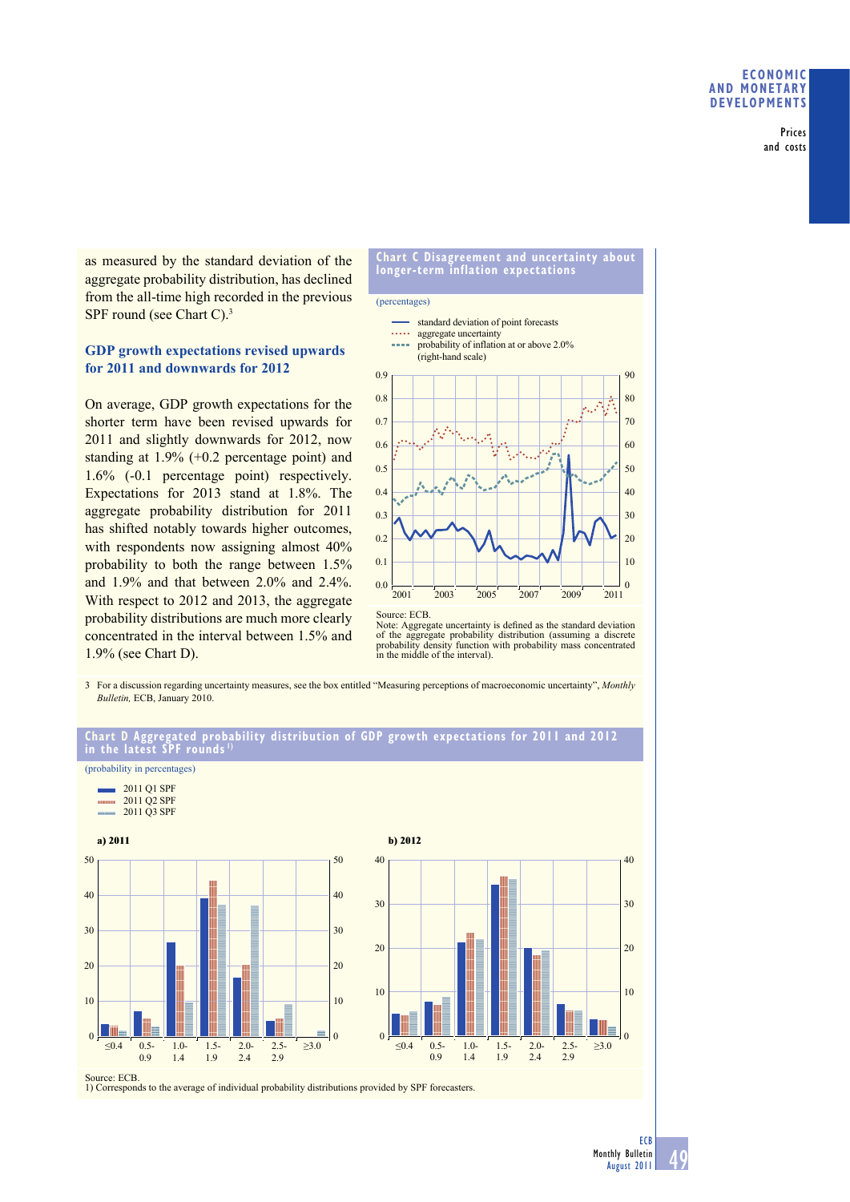as measured by the standard deviation of the aggregate probability distribution, has declined from the all-time high recorded in the previous SPF round (see Chart C).[3]

### GDP growth expectations revised upwards for 2011 and downwards for 2012

On average, GDP growth expectations for the shorter term have been revised upwards for 2011 and slightly downwards for 2012, now standing at 1.9% (+0.2 percentage point) and 1.6% (-0.1 percentage point) respectively. Expectations for 2013 stand at 1.8%. The aggregate probability distribution for 2011 has shifted notably towards higher outcomes, with respondents now assigning almost 40% probability to both the range between 1.5% and 1.9% and that between 2.0% and 2.4%. With respect to 2012 and 2013, the aggregate probability distributions are much more clearly concentrated in the interval between 1.5% and 1.9% (see Chart D).

**Chart C Disagreement and uncertainty about longer-term inflation expectations**

(percentages)

- standard deviation of point forecasts
- aggregate uncertainty
- probability of inflation at or above 2.0% (right-hand scale)

Source: ECB.
Note: Aggregate uncertainty is defined as the standard deviation of the aggregate probability distribution (assuming a discrete probability density function with probability mass concentrated in the middle of the interval).

3 For a discussion regarding uncertainty measures, see the box entitled "Measuring perceptions of macroeconomic uncertainty", *Monthly Bulletin,* ECB, January 2010.

**Chart D Aggregated probability distribution of GDP growth expectations for 2011 and 2012 in the latest SPF rounds**[1)]

(probability in percentages)

- 2011 Q1 SPF
- 2011 Q2 SPF
- 2011 Q3 SPF

a) 2011

b) 2012

Source: ECB.
1) Corresponds to the average of individual probability distributions provided by SPF forecasters.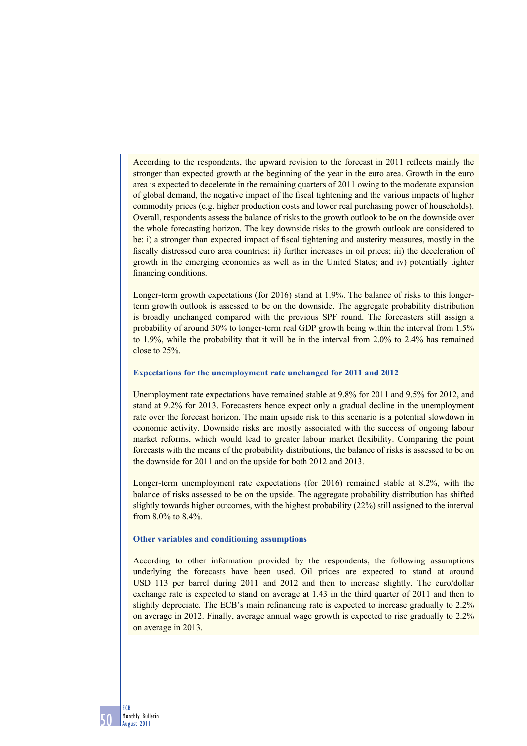According to the respondents, the upward revision to the forecast in 2011 reflects mainly the stronger than expected growth at the beginning of the year in the euro area. Growth in the euro area is expected to decelerate in the remaining quarters of 2011 owing to the moderate expansion of global demand, the negative impact of the fiscal tightening and the various impacts of higher commodity prices (e.g. higher production costs and lower real purchasing power of households). Overall, respondents assess the balance of risks to the growth outlook to be on the downside over the whole forecasting horizon. The key downside risks to the growth outlook are considered to be: i) a stronger than expected impact of fiscal tightening and austerity measures, mostly in the fiscally distressed euro area countries; ii) further increases in oil prices; iii) the deceleration of growth in the emerging economies as well as in the United States; and iv) potentially tighter financing conditions.

Longer-term growth expectations (for 2016) stand at 1.9%. The balance of risks to this longer-term growth outlook is assessed to be on the downside. The aggregate probability distribution is broadly unchanged compared with the previous SPF round. The forecasters still assign a probability of around 30% to longer-term real GDP growth being within the interval from 1.5% to 1.9%, while the probability that it will be in the interval from 2.0% to 2.4% has remained close to 25%.

### Expectations for the unemployment rate unchanged for 2011 and 2012

Unemployment rate expectations have remained stable at 9.8% for 2011 and 9.5% for 2012, and stand at 9.2% for 2013. Forecasters hence expect only a gradual decline in the unemployment rate over the forecast horizon. The main upside risk to this scenario is a potential slowdown in economic activity. Downside risks are mostly associated with the success of ongoing labour market reforms, which would lead to greater labour market flexibility. Comparing the point forecasts with the means of the probability distributions, the balance of risks is assessed to be on the downside for 2011 and on the upside for both 2012 and 2013.

Longer-term unemployment rate expectations (for 2016) remained stable at 8.2%, with the balance of risks assessed to be on the upside. The aggregate probability distribution has shifted slightly towards higher outcomes, with the highest probability (22%) still assigned to the interval from 8.0% to 8.4%.

### Other variables and conditioning assumptions

According to other information provided by the respondents, the following assumptions underlying the forecasts have been used. Oil prices are expected to stand at around USD 113 per barrel during 2011 and 2012 and then to increase slightly. The euro/dollar exchange rate is expected to stand on average at 1.43 in the third quarter of 2011 and then to slightly depreciate. The ECB's main refinancing rate is expected to increase gradually to 2.2% on average in 2012. Finally, average annual wage growth is expected to rise gradually to 2.2% on average in 2013.